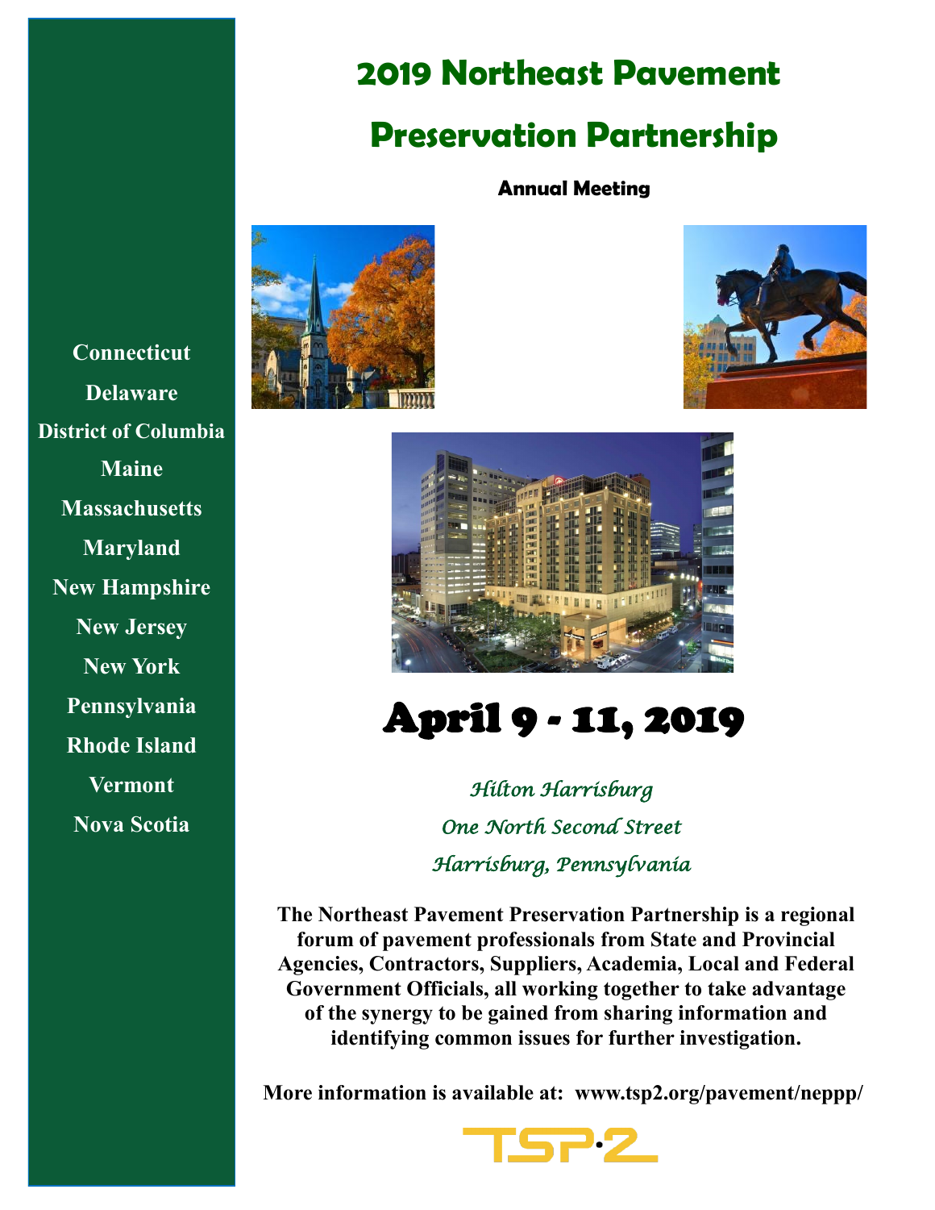# 2019 Northeast Pavement Preservation Partnership

**Annual Meeting**

**Connecticut**
**Delaware**
**District of Columbia**
**Maine**
**Massachusetts**
**Maryland**
**New Hampshire**
**New Jersey**
**New York**
**Pennsylvania**
**Rhode Island**
**Vermont**
**Nova Scotia**

# April 9 - 11, 2019

*Hilton Harrisburg*
*One North Second Street*
*Harrisburg, Pennsylvania*

**The Northeast Pavement Preservation Partnership is a regional forum of pavement professionals from State and Provincial Agencies, Contractors, Suppliers, Academia, Local and Federal Government Officials, all working together to take advantage of the synergy to be gained from sharing information and identifying common issues for further investigation.**

**More information is available at: www.tsp2.org/pavement/neppp/**

TSP·2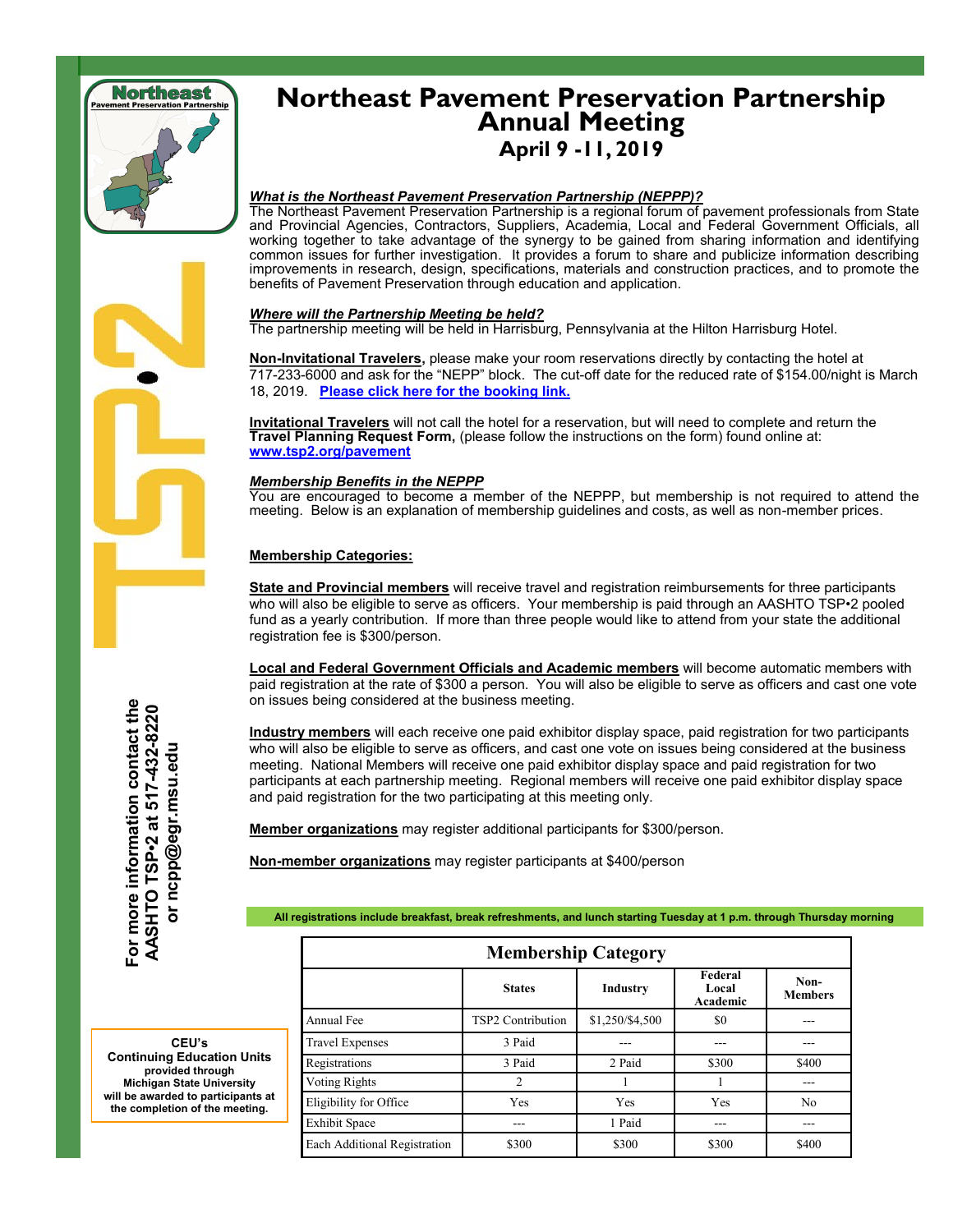# Northeast Pavement Preservation Partnership Annual Meeting

## April 9 -11, 2019

***What is the Northeast Pavement Preservation Partnership (NEPPP)?***

The Northeast Pavement Preservation Partnership is a regional forum of pavement professionals from State and Provincial Agencies, Contractors, Suppliers, Academia, Local and Federal Government Officials, all working together to take advantage of the synergy to be gained from sharing information and identifying common issues for further investigation. It provides a forum to share and publicize information describing improvements in research, design, specifications, materials and construction practices, and to promote the benefits of Pavement Preservation through education and application.

***Where will the Partnership Meeting be held?***

The partnership meeting will be held in Harrisburg, Pennsylvania at the Hilton Harrisburg Hotel.

**Non-Invitational Travelers,** please make your room reservations directly by contacting the hotel at 717-233-6000 and ask for the "NEPP" block. The cut-off date for the reduced rate of $154.00/night is March 18, 2019. **Please click here for the booking link.**

**Invitational Travelers** will not call the hotel for a reservation, but will need to complete and return the **Travel Planning Request Form,** (please follow the instructions on the form) found online at: **www.tsp2.org/pavement**

***Membership Benefits in the NEPPP***

You are encouraged to become a member of the NEPPP, but membership is not required to attend the meeting. Below is an explanation of membership guidelines and costs, as well as non-member prices.

**Membership Categories:**

**State and Provincial members** will receive travel and registration reimbursements for three participants who will also be eligible to serve as officers. Your membership is paid through an AASHTO TSP•2 pooled fund as a yearly contribution. If more than three people would like to attend from your state the additional registration fee is $300/person.

**Local and Federal Government Officials and Academic members** will become automatic members with paid registration at the rate of $300 a person. You will also be eligible to serve as officers and cast one vote on issues being considered at the business meeting.

**Industry members** will each receive one paid exhibitor display space, paid registration for two participants who will also be eligible to serve as officers, and cast one vote on issues being considered at the business meeting. National Members will receive one paid exhibitor display space and paid registration for two participants at each partnership meeting. Regional members will receive one paid exhibitor display space and paid registration for the two participating at this meeting only.

**Member organizations** may register additional participants for $300/person.

**Non-member organizations** may register participants at $400/person

**All registrations include breakfast, break refreshments, and lunch starting Tuesday at 1 p.m. through Thursday morning**

| Membership Category | | | | |
|---|---|---|---|---|
| | **States** | **Industry** | **Federal Local Academic** | **Non-Members** |
| Annual Fee | TSP2 Contribution | $1,250/$4,500 | $0 | --- |
| Travel Expenses | 3 Paid | --- | --- | --- |
| Registrations | 3 Paid | 2 Paid | $300 | $400 |
| Voting Rights | 2 | 1 | 1 | --- |
| Eligibility for Office | Yes | Yes | Yes | No |
| Exhibit Space | --- | 1 Paid | --- | --- |
| Each Additional Registration | $300 | $300 | $300 | $400 |

**For more information contact the AASHTO TSP•2 at 517-432-8220 or ncpp@egr.msu.edu**

**CEU's**
**Continuing Education Units provided through Michigan State University will be awarded to participants at the completion of the meeting.**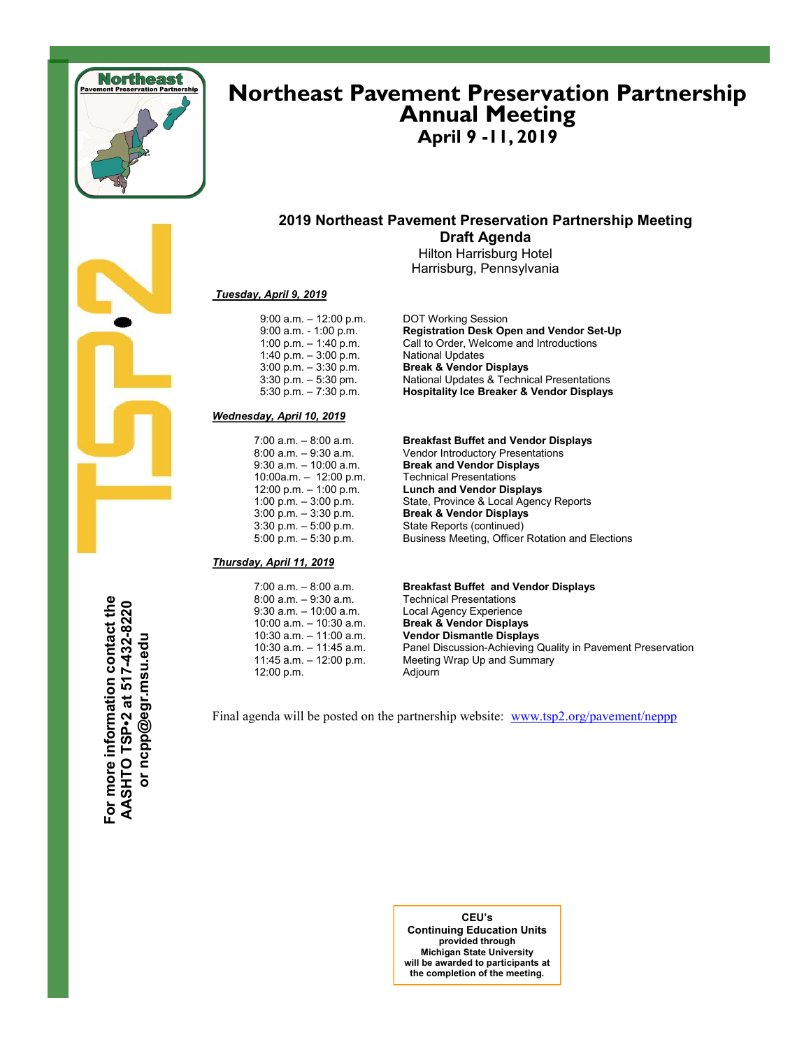# Northeast Pavement Preservation Partnership Annual Meeting

## April 9 -11, 2019

### 2019 Northeast Pavement Preservation Partnership Meeting
### Draft Agenda

Hilton Harrisburg Hotel
Harrisburg, Pennsylvania

***Tuesday, April 9, 2019***

| Time | Session |
|---|---|
| 9:00 a.m. – 12:00 p.m. | DOT Working Session |
| 9:00 a.m. - 1:00 p.m. | **Registration Desk Open and Vendor Set-Up** |
| 1:00 p.m. – 1:40 p.m. | Call to Order, Welcome and Introductions |
| 1:40 p.m. – 3:00 p.m. | National Updates |
| 3:00 p.m. – 3:30 p.m. | **Break & Vendor Displays** |
| 3:30 p.m. – 5:30 pm. | National Updates & Technical Presentations |
| 5:30 p.m. – 7:30 p.m. | **Hospitality Ice Breaker & Vendor Displays** |

***Wednesday, April 10, 2019***

| Time | Session |
|---|---|
| 7:00 a.m. – 8:00 a.m. | **Breakfast Buffet and Vendor Displays** |
| 8:00 a.m. – 9:30 a.m. | Vendor Introductory Presentations |
| 9:30 a.m. – 10:00 a.m. | **Break and Vendor Displays** |
| 10:00a.m. – 12:00 p.m. | Technical Presentations |
| 12:00 p.m. – 1:00 p.m. | **Lunch and Vendor Displays** |
| 1:00 p.m. – 3:00 p.m. | State, Province & Local Agency Reports |
| 3:00 p.m. – 3:30 p.m. | **Break & Vendor Displays** |
| 3:30 p.m. – 5:00 p.m. | State Reports (continued) |
| 5:00 p.m. – 5:30 p.m. | Business Meeting, Officer Rotation and Elections |

***Thursday, April 11, 2019***

| Time | Session |
|---|---|
| 7:00 a.m. – 8:00 a.m. | **Breakfast Buffet and Vendor Displays** |
| 8:00 a.m. – 9:30 a.m. | Technical Presentations |
| 9:30 a.m. – 10:00 a.m. | Local Agency Experience |
| 10:00 a.m. – 10:30 a.m. | **Break & Vendor Displays** |
| 10:30 a.m. – 11:00 a.m. | **Vendor Dismantle Displays** |
| 10:30 a.m. – 11:45 a.m. | Panel Discussion-Achieving Quality in Pavement Preservation |
| 11:45 a.m. – 12:00 p.m. | Meeting Wrap Up and Summary |
| 12:00 p.m. | Adjourn |

Final agenda will be posted on the partnership website: [www.tsp2.org/pavement/neppp](www.tsp2.org/pavement/neppp)

**For more information contact the AASHTO TSP•2 at 517-432-8220 or ncpp@egr.msu.edu**

**CEU's**
**Continuing Education Units provided through Michigan State University will be awarded to participants at the completion of the meeting.**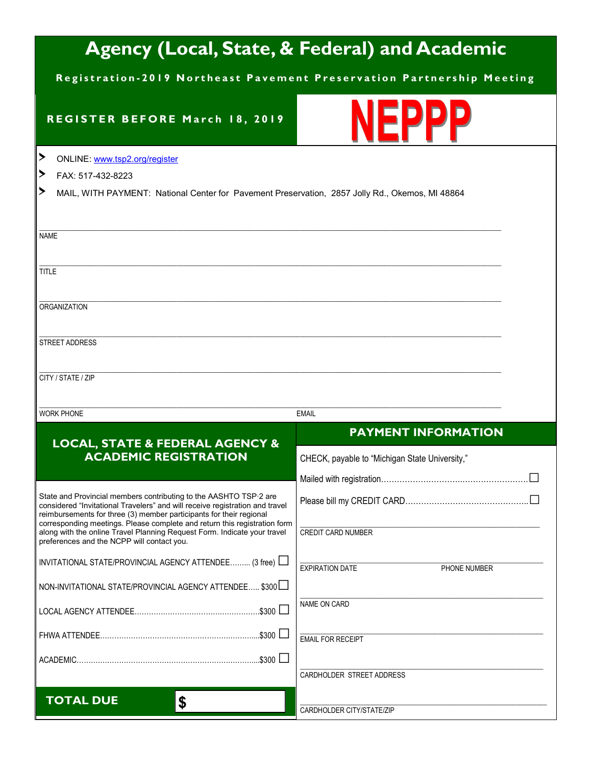# Agency (Local, State, & Federal) and Academic

**Registration-2019 Northeast Pavement Preservation Partnership Meeting**

**REGISTER BEFORE March 18, 2019**

**NEPPP**

- ONLINE: www.tsp2.org/register
- FAX: 517-432-8223
- MAIL, WITH PAYMENT: National Center for Pavement Preservation, 2857 Jolly Rd., Okemos, MI 48864

NAME ______________________________

TITLE ______________________________

ORGANIZATION ______________________________

STREET ADDRESS ______________________________

CITY / STATE / ZIP ______________________________

WORK PHONE ______________________________ EMAIL ______________________________

## LOCAL, STATE & FEDERAL AGENCY & ACADEMIC REGISTRATION

State and Provincial members contributing to the AASHTO TSP·2 are considered "Invitational Travelers" and will receive registration and travel reimbursements for three (3) member participants for their regional corresponding meetings. Please complete and return this registration form along with the online Travel Planning Request Form. Indicate your travel preferences and the NCPP will contact you.

- INVITATIONAL STATE/PROVINCIAL AGENCY ATTENDEE......... (3 free) ☐
- NON-INVITATIONAL STATE/PROVINCIAL AGENCY ATTENDEE..... $300 ☐
- LOCAL AGENCY ATTENDEE.................................................$300 ☐
- FHWA ATTENDEE..............................................................$300 ☐
- ACADEMIC.......................................................................$300 ☐

**TOTAL DUE** $ ________

## PAYMENT INFORMATION

CHECK, payable to "Michigan State University,"

- Mailed with registration........................................................☐
- Please bill my CREDIT CARD..............................................☐

CREDIT CARD NUMBER ______________________________

EXPIRATION DATE ______________ PHONE NUMBER ______________

NAME ON CARD ______________________________

EMAIL FOR RECEIPT ______________________________

CARDHOLDER STREET ADDRESS ______________________________

CARDHOLDER CITY/STATE/ZIP ______________________________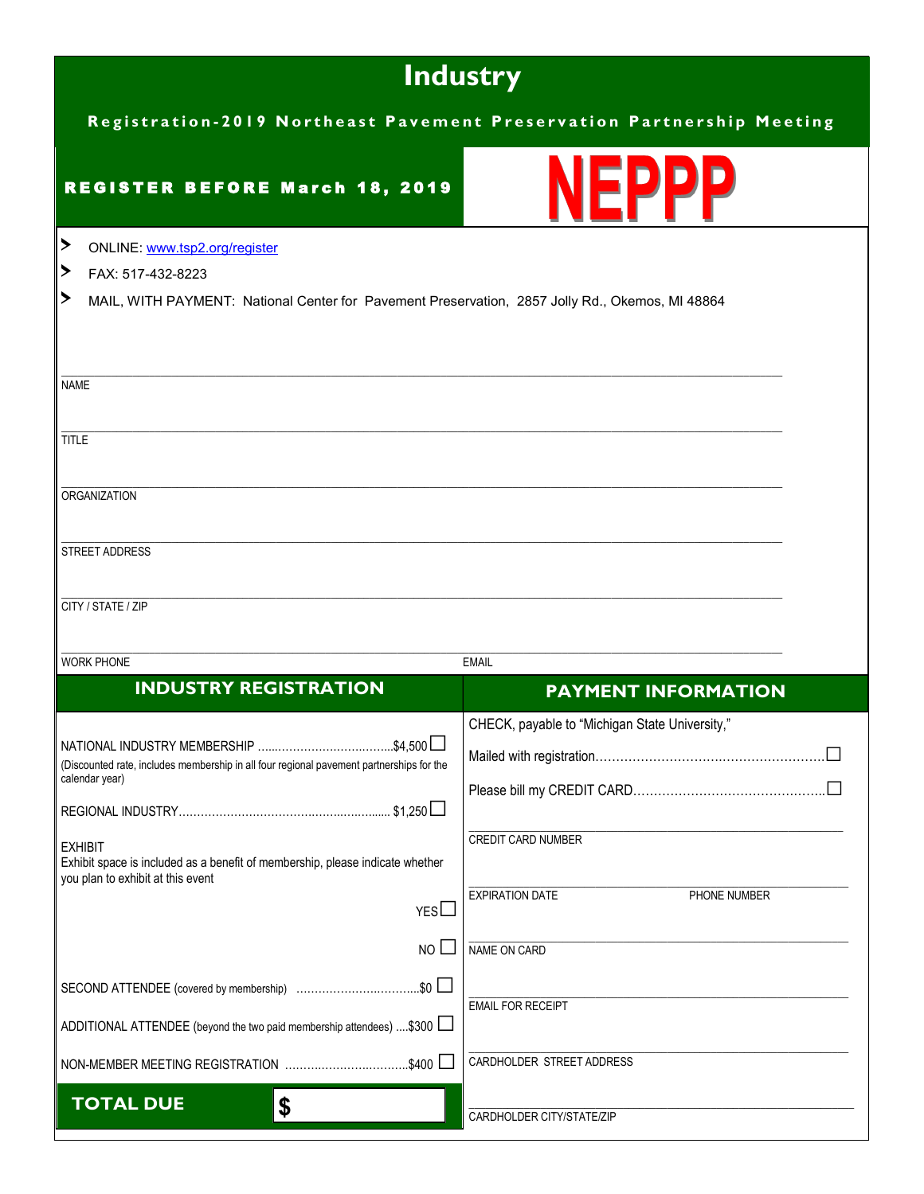# Industry

**Registration-2019 Northeast Pavement Preservation Partnership Meeting**

**REGISTER BEFORE March 18, 2019**

**NEPPP**

- ONLINE: www.tsp2.org/register
- FAX: 517-432-8223
- MAIL, WITH PAYMENT: National Center for Pavement Preservation, 2857 Jolly Rd., Okemos, MI 48864

NAME

TITLE

ORGANIZATION

STREET ADDRESS

CITY / STATE / ZIP

WORK PHONE

EMAIL

## INDUSTRY REGISTRATION

NATIONAL INDUSTRY MEMBERSHIP ......................................$4,500 ☐
(Discounted rate, includes membership in all four regional pavement partnerships for the calendar year)

REGIONAL INDUSTRY............................................................. $1,250 ☐

EXHIBIT
Exhibit space is included as a benefit of membership, please indicate whether you plan to exhibit at this event

YES ☐

NO ☐

SECOND ATTENDEE (covered by membership) ....................................$0 ☐

ADDITIONAL ATTENDEE (beyond the two paid membership attendees) ....$300 ☐

NON-MEMBER MEETING REGISTRATION ....................................$400 ☐

**TOTAL DUE** $

## PAYMENT INFORMATION

CHECK, payable to "Michigan State University,"

Mailed with registration.......................................................... ☐

Please bill my CREDIT CARD................................................ ☐

CREDIT CARD NUMBER

EXPIRATION DATE

PHONE NUMBER

NAME ON CARD

EMAIL FOR RECEIPT

CARDHOLDER STREET ADDRESS

CARDHOLDER CITY/STATE/ZIP